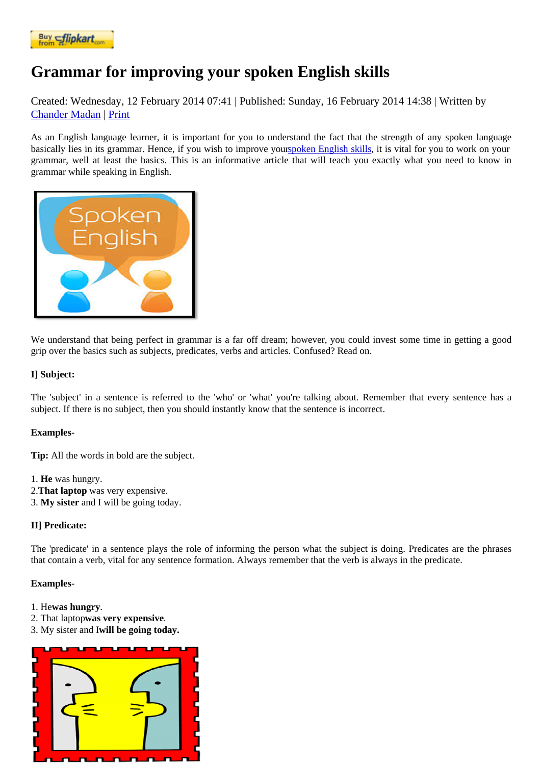# Grammar for improving your spoken English skills

Created: Wednesday, 12 February 2014 07:41 | Published: Sunday, 16 February 2014 14:38 | Written by Chander Madan | Print

As an English language learner, it is important for you to understand the fact that the strength of any spoken language basically lies in its grammar. Hence, if you wish to improve your spoken English skills, it is vital for you to work on your grammar, well at least the basics. This is an informative article that will teach you exactly what you need to know in grammar while speaking in English.

We understand that being perfect in grammar is a far off dream; however, you could invest some time in getting a good grip over the basics such as subjects, predicates, verbs and articles. Confused? Read on.

**I] Subject:**

The 'subject' in a sentence is referred to the 'who' or 'what' you're talking about. Remember that every sentence has a subject. If there is no subject, then you should instantly know that the sentence is incorrect.

**Examples-**

**Tip:** All the words in bold are the subject.

1. **He** was hungry.
2. **That laptop** was very expensive.
3. **My sister** and I will be going today.

**II] Predicate:**

The 'predicate' in a sentence plays the role of informing the person what the subject is doing. Predicates are the phrases that contain a verb, vital for any sentence formation. Always remember that the verb is always in the predicate.

**Examples-**

1. He **was hungry**.
2. That laptop **was very expensive**.
3. My sister and I **will be going today.**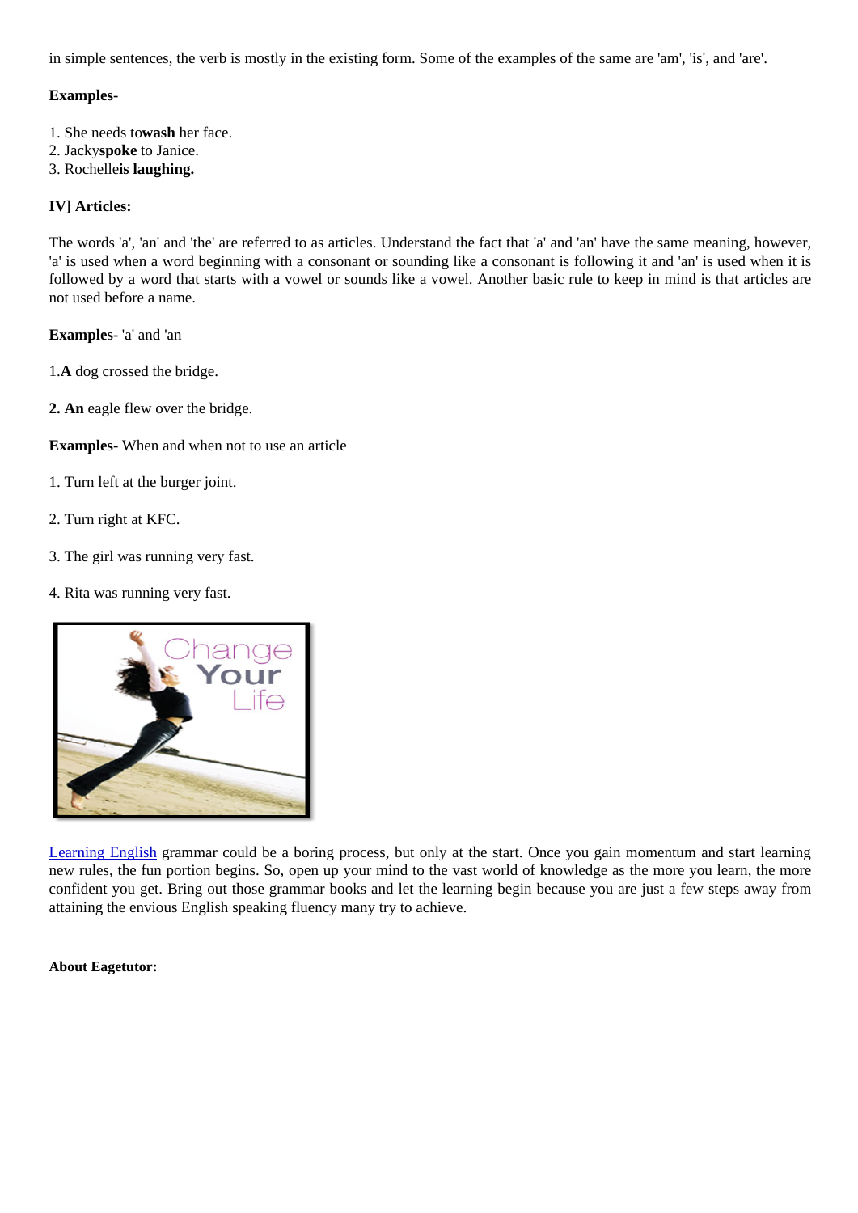in simple sentences, the verb is mostly in the existing form. Some of the examples of the same are 'am', 'is', and 'are'.

**Examples-**

1. She needs to**wash** her face.
2. Jacky**spoke** to Janice.
3. Rochelle**is laughing.**

**IV] Articles:**

The words 'a', 'an' and 'the' are referred to as articles. Understand the fact that 'a' and 'an' have the same meaning, however, 'a' is used when a word beginning with a consonant or sounding like a consonant is following it and 'an' is used when it is followed by a word that starts with a vowel or sounds like a vowel. Another basic rule to keep in mind is that articles are not used before a name.

**Examples-** 'a' and 'an

1.**A** dog crossed the bridge.

**2. An** eagle flew over the bridge.

**Examples-** When and when not to use an article

1. Turn left at the burger joint.

2. Turn right at KFC.

3. The girl was running very fast.

4. Rita was running very fast.

Learning English grammar could be a boring process, but only at the start. Once you gain momentum and start learning new rules, the fun portion begins. So, open up your mind to the vast world of knowledge as the more you learn, the more confident you get. Bring out those grammar books and let the learning begin because you are just a few steps away from attaining the envious English speaking fluency many try to achieve.

**About Eagetutor:**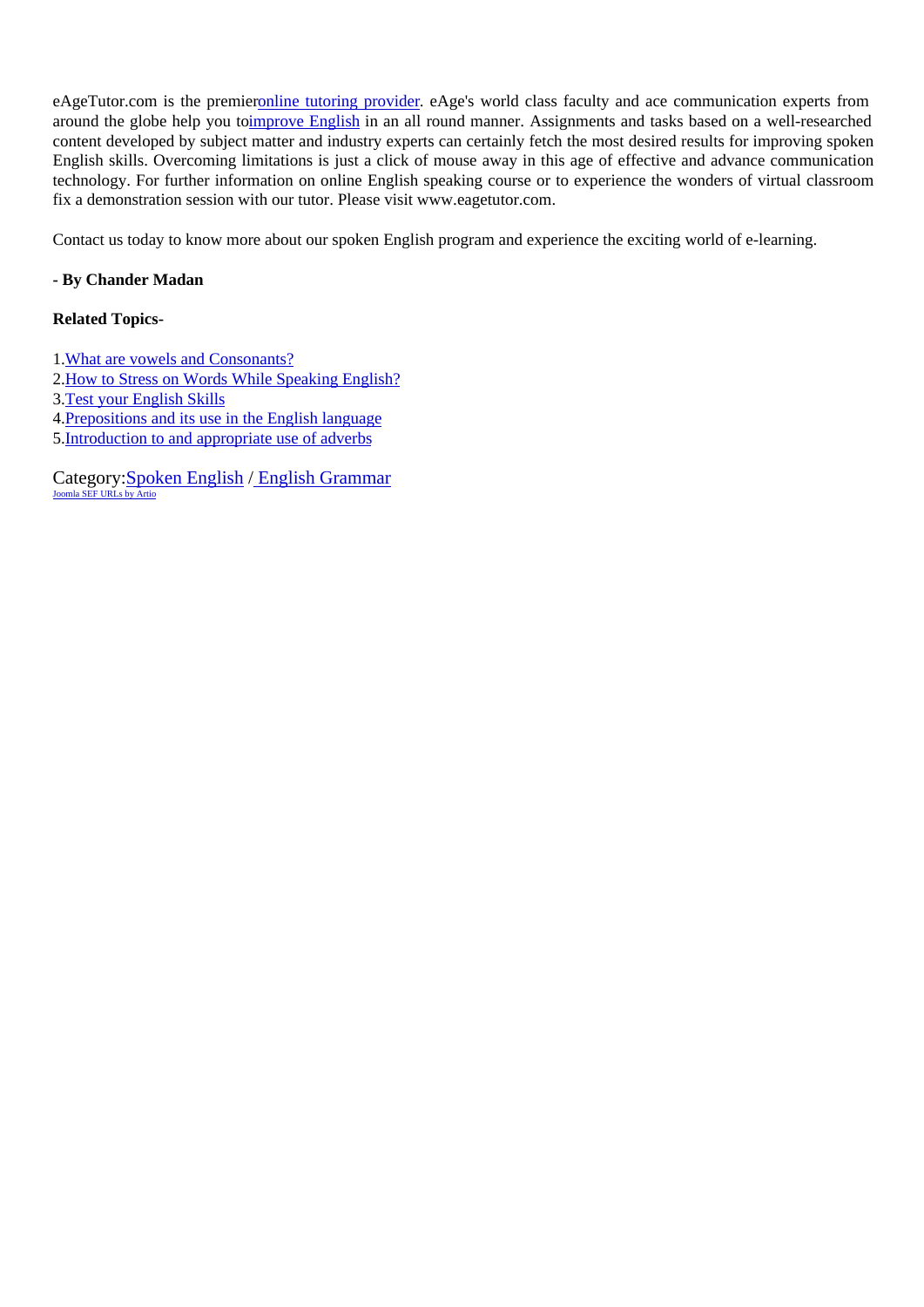eAgeTutor.com is the premier online tutoring provider. eAge's world class faculty and ace communication experts from around the globe help you to improve English in an all round manner. Assignments and tasks based on a well-researched content developed by subject matter and industry experts can certainly fetch the most desired results for improving spoken English skills. Overcoming limitations is just a click of mouse away in this age of effective and advance communication technology. For further information on online English speaking course or to experience the wonders of virtual classroom fix a demonstration session with our tutor. Please visit www.eagetutor.com.

Contact us today to know more about our spoken English program and experience the exciting world of e-learning.

**- By Chander Madan**

**Related Topics-**

1. What are vowels and Consonants?
2. How to Stress on Words While Speaking English?
3. Test your English Skills
4. Prepositions and its use in the English language
5. Introduction to and appropriate use of adverbs

Category: Spoken English / English Grammar

Joomla SEF URLs by Artio